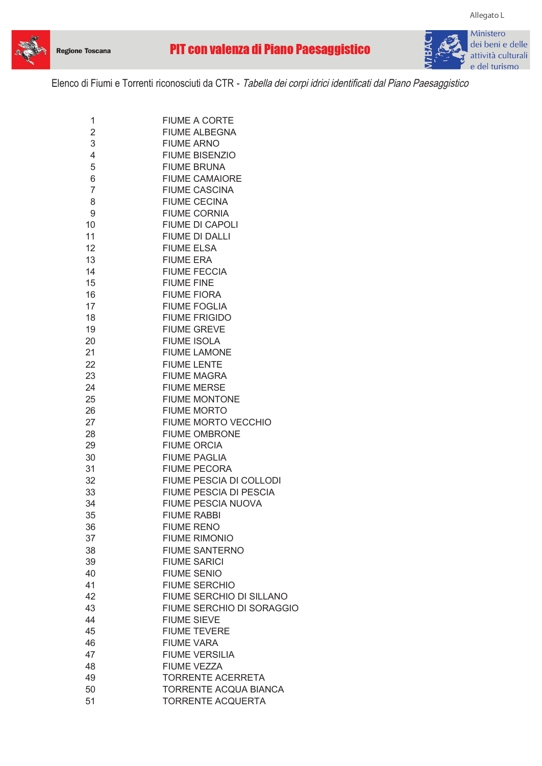Allegato L

Regione Toscana

**PIT con valenza di Piano Paesaggistico**

Ministero dei beni e delle attività culturali e del turismo

Elenco di Fiumi e Torrenti riconosciuti da CTR - *Tabella dei corpi idrici identificati dal Piano Paesaggistico*

| | |
|---|---|
| 1 | FIUME A CORTE |
| 2 | FIUME ALBEGNA |
| 3 | FIUME ARNO |
| 4 | FIUME BISENZIO |
| 5 | FIUME BRUNA |
| 6 | FIUME CAMAIORE |
| 7 | FIUME CASCINA |
| 8 | FIUME CECINA |
| 9 | FIUME CORNIA |
| 10 | FIUME DI CAPOLI |
| 11 | FIUME DI DALLI |
| 12 | FIUME ELSA |
| 13 | FIUME ERA |
| 14 | FIUME FECCIA |
| 15 | FIUME FINE |
| 16 | FIUME FIORA |
| 17 | FIUME FOGLIA |
| 18 | FIUME FRIGIDO |
| 19 | FIUME GREVE |
| 20 | FIUME ISOLA |
| 21 | FIUME LAMONE |
| 22 | FIUME LENTE |
| 23 | FIUME MAGRA |
| 24 | FIUME MERSE |
| 25 | FIUME MONTONE |
| 26 | FIUME MORTO |
| 27 | FIUME MORTO VECCHIO |
| 28 | FIUME OMBRONE |
| 29 | FIUME ORCIA |
| 30 | FIUME PAGLIA |
| 31 | FIUME PECORA |
| 32 | FIUME PESCIA DI COLLODI |
| 33 | FIUME PESCIA DI PESCIA |
| 34 | FIUME PESCIA NUOVA |
| 35 | FIUME RABBI |
| 36 | FIUME RENO |
| 37 | FIUME RIMONIO |
| 38 | FIUME SANTERNO |
| 39 | FIUME SARICI |
| 40 | FIUME SENIO |
| 41 | FIUME SERCHIO |
| 42 | FIUME SERCHIO DI SILLANO |
| 43 | FIUME SERCHIO DI SORAGGIO |
| 44 | FIUME SIEVE |
| 45 | FIUME TEVERE |
| 46 | FIUME VARA |
| 47 | FIUME VERSILIA |
| 48 | FIUME VEZZA |
| 49 | TORRENTE ACERRETA |
| 50 | TORRENTE ACQUA BIANCA |
| 51 | TORRENTE ACQUERTA |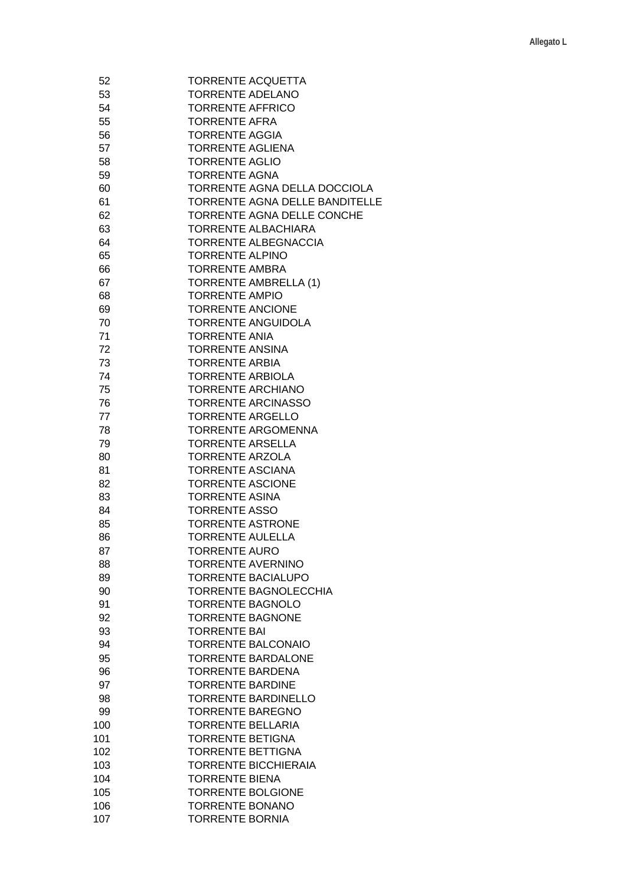| | |
|---|---|
| 52 | TORRENTE ACQUETTA |
| 53 | TORRENTE ADELANO |
| 54 | TORRENTE AFFRICO |
| 55 | TORRENTE AFRA |
| 56 | TORRENTE AGGIA |
| 57 | TORRENTE AGLIENA |
| 58 | TORRENTE AGLIO |
| 59 | TORRENTE AGNA |
| 60 | TORRENTE AGNA DELLA DOCCIOLA |
| 61 | TORRENTE AGNA DELLE BANDITELLE |
| 62 | TORRENTE AGNA DELLE CONCHE |
| 63 | TORRENTE ALBACHIARA |
| 64 | TORRENTE ALBEGNACCIA |
| 65 | TORRENTE ALPINO |
| 66 | TORRENTE AMBRA |
| 67 | TORRENTE AMBRELLA (1) |
| 68 | TORRENTE AMPIO |
| 69 | TORRENTE ANCIONE |
| 70 | TORRENTE ANGUIDOLA |
| 71 | TORRENTE ANIA |
| 72 | TORRENTE ANSINA |
| 73 | TORRENTE ARBIA |
| 74 | TORRENTE ARBIOLA |
| 75 | TORRENTE ARCHIANO |
| 76 | TORRENTE ARCINASSO |
| 77 | TORRENTE ARGELLO |
| 78 | TORRENTE ARGOMENNA |
| 79 | TORRENTE ARSELLA |
| 80 | TORRENTE ARZOLA |
| 81 | TORRENTE ASCIANA |
| 82 | TORRENTE ASCIONE |
| 83 | TORRENTE ASINA |
| 84 | TORRENTE ASSO |
| 85 | TORRENTE ASTRONE |
| 86 | TORRENTE AULELLA |
| 87 | TORRENTE AURO |
| 88 | TORRENTE AVERNINO |
| 89 | TORRENTE BACIALUPO |
| 90 | TORRENTE BAGNOLECCHIA |
| 91 | TORRENTE BAGNOLO |
| 92 | TORRENTE BAGNONE |
| 93 | TORRENTE BAI |
| 94 | TORRENTE BALCONAIO |
| 95 | TORRENTE BARDALONE |
| 96 | TORRENTE BARDENA |
| 97 | TORRENTE BARDINE |
| 98 | TORRENTE BARDINELLO |
| 99 | TORRENTE BAREGNO |
| 100 | TORRENTE BELLARIA |
| 101 | TORRENTE BETIGNA |
| 102 | TORRENTE BETTIGNA |
| 103 | TORRENTE BICCHIERAIA |
| 104 | TORRENTE BIENA |
| 105 | TORRENTE BOLGIONE |
| 106 | TORRENTE BONANO |
| 107 | TORRENTE BORNIA |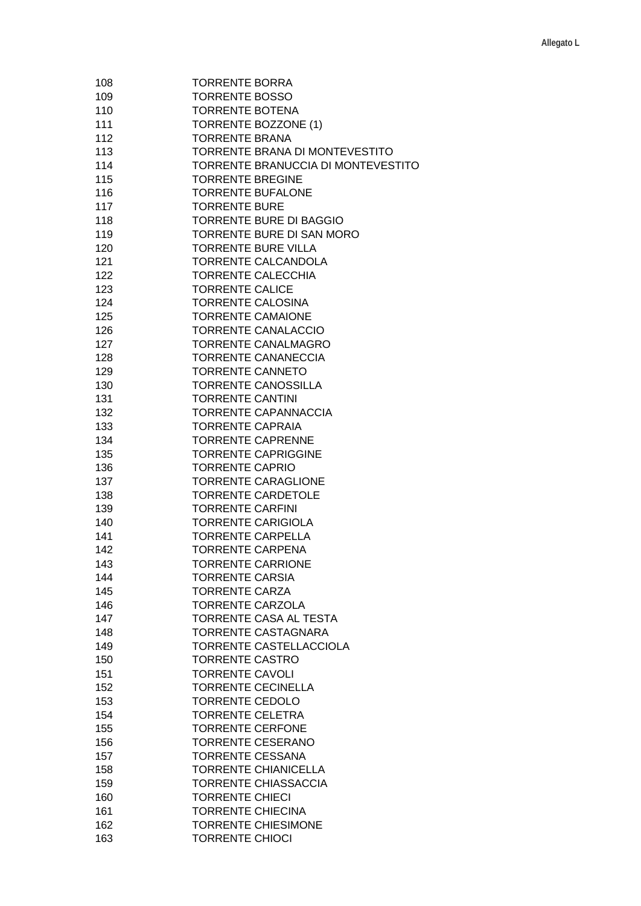| | |
|---|---|
| 108 | TORRENTE BORRA |
| 109 | TORRENTE BOSSO |
| 110 | TORRENTE BOTENA |
| 111 | TORRENTE BOZZONE (1) |
| 112 | TORRENTE BRANA |
| 113 | TORRENTE BRANA DI MONTEVESTITO |
| 114 | TORRENTE BRANUCCIA DI MONTEVESTITO |
| 115 | TORRENTE BREGINE |
| 116 | TORRENTE BUFALONE |
| 117 | TORRENTE BURE |
| 118 | TORRENTE BURE DI BAGGIO |
| 119 | TORRENTE BURE DI SAN MORO |
| 120 | TORRENTE BURE VILLA |
| 121 | TORRENTE CALCANDOLA |
| 122 | TORRENTE CALECCHIA |
| 123 | TORRENTE CALICE |
| 124 | TORRENTE CALOSINA |
| 125 | TORRENTE CAMAIONE |
| 126 | TORRENTE CANALACCIO |
| 127 | TORRENTE CANALMAGRO |
| 128 | TORRENTE CANANECCIA |
| 129 | TORRENTE CANNETO |
| 130 | TORRENTE CANOSSILLA |
| 131 | TORRENTE CANTINI |
| 132 | TORRENTE CAPANNACCIA |
| 133 | TORRENTE CAPRAIA |
| 134 | TORRENTE CAPRENNE |
| 135 | TORRENTE CAPRIGGINE |
| 136 | TORRENTE CAPRIO |
| 137 | TORRENTE CARAGLIONE |
| 138 | TORRENTE CARDETOLE |
| 139 | TORRENTE CARFINI |
| 140 | TORRENTE CARIGIOLA |
| 141 | TORRENTE CARPELLA |
| 142 | TORRENTE CARPENA |
| 143 | TORRENTE CARRIONE |
| 144 | TORRENTE CARSIA |
| 145 | TORRENTE CARZA |
| 146 | TORRENTE CARZOLA |
| 147 | TORRENTE CASA AL TESTA |
| 148 | TORRENTE CASTAGNARA |
| 149 | TORRENTE CASTELLACCIOLA |
| 150 | TORRENTE CASTRO |
| 151 | TORRENTE CAVOLI |
| 152 | TORRENTE CECINELLA |
| 153 | TORRENTE CEDOLO |
| 154 | TORRENTE CELETRA |
| 155 | TORRENTE CERFONE |
| 156 | TORRENTE CESERANO |
| 157 | TORRENTE CESSANA |
| 158 | TORRENTE CHIANICELLA |
| 159 | TORRENTE CHIASSACCIA |
| 160 | TORRENTE CHIECI |
| 161 | TORRENTE CHIECINA |
| 162 | TORRENTE CHIESIMONE |
| 163 | TORRENTE CHIOCI |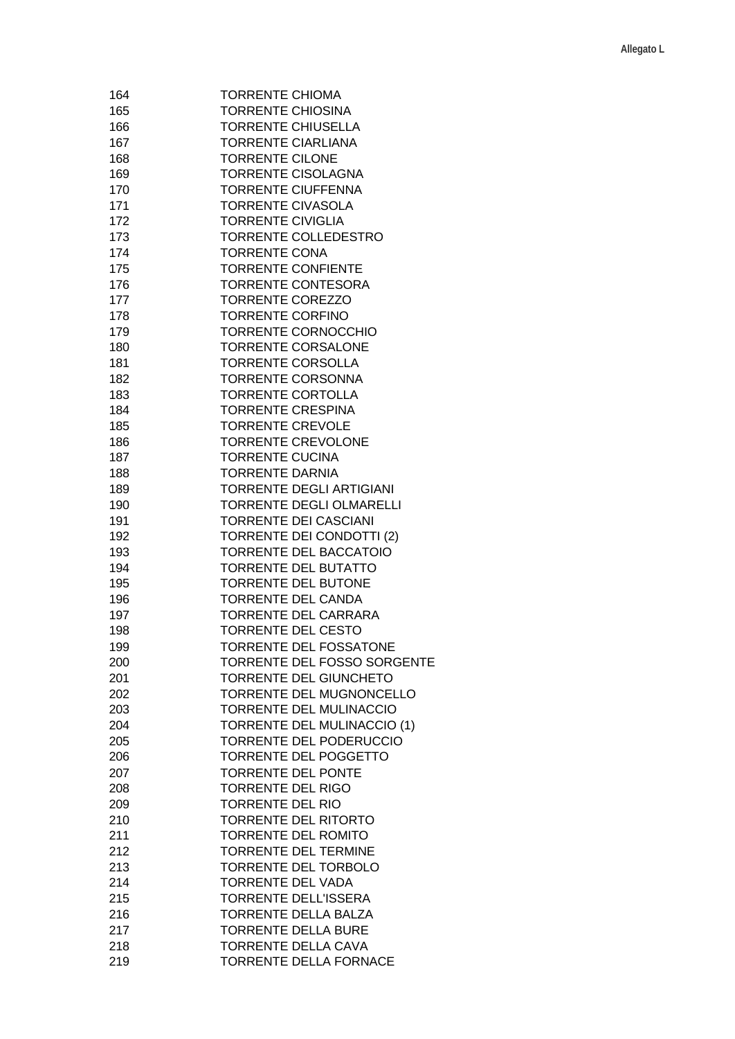| | |
|---|---|
| 164 | TORRENTE CHIOMA |
| 165 | TORRENTE CHIOSINA |
| 166 | TORRENTE CHIUSELLA |
| 167 | TORRENTE CIARLIANA |
| 168 | TORRENTE CILONE |
| 169 | TORRENTE CISOLAGNA |
| 170 | TORRENTE CIUFFENNA |
| 171 | TORRENTE CIVASOLA |
| 172 | TORRENTE CIVIGLIA |
| 173 | TORRENTE COLLEDESTRO |
| 174 | TORRENTE CONA |
| 175 | TORRENTE CONFIENTE |
| 176 | TORRENTE CONTESORA |
| 177 | TORRENTE COREZZO |
| 178 | TORRENTE CORFINO |
| 179 | TORRENTE CORNOCCHIO |
| 180 | TORRENTE CORSALONE |
| 181 | TORRENTE CORSOLLA |
| 182 | TORRENTE CORSONNA |
| 183 | TORRENTE CORTOLLA |
| 184 | TORRENTE CRESPINA |
| 185 | TORRENTE CREVOLE |
| 186 | TORRENTE CREVOLONE |
| 187 | TORRENTE CUCINA |
| 188 | TORRENTE DARNIA |
| 189 | TORRENTE DEGLI ARTIGIANI |
| 190 | TORRENTE DEGLI OLMARELLI |
| 191 | TORRENTE DEI CASCIANI |
| 192 | TORRENTE DEI CONDOTTI (2) |
| 193 | TORRENTE DEL BACCATOIO |
| 194 | TORRENTE DEL BUTATTO |
| 195 | TORRENTE DEL BUTONE |
| 196 | TORRENTE DEL CANDA |
| 197 | TORRENTE DEL CARRARA |
| 198 | TORRENTE DEL CESTO |
| 199 | TORRENTE DEL FOSSATONE |
| 200 | TORRENTE DEL FOSSO SORGENTE |
| 201 | TORRENTE DEL GIUNCHETO |
| 202 | TORRENTE DEL MUGNONCELLO |
| 203 | TORRENTE DEL MULINACCIO |
| 204 | TORRENTE DEL MULINACCIO (1) |
| 205 | TORRENTE DEL PODERUCCIO |
| 206 | TORRENTE DEL POGGETTO |
| 207 | TORRENTE DEL PONTE |
| 208 | TORRENTE DEL RIGO |
| 209 | TORRENTE DEL RIO |
| 210 | TORRENTE DEL RITORTO |
| 211 | TORRENTE DEL ROMITO |
| 212 | TORRENTE DEL TERMINE |
| 213 | TORRENTE DEL TORBOLO |
| 214 | TORRENTE DEL VADA |
| 215 | TORRENTE DELL'ISSERA |
| 216 | TORRENTE DELLA BALZA |
| 217 | TORRENTE DELLA BURE |
| 218 | TORRENTE DELLA CAVA |
| 219 | TORRENTE DELLA FORNACE |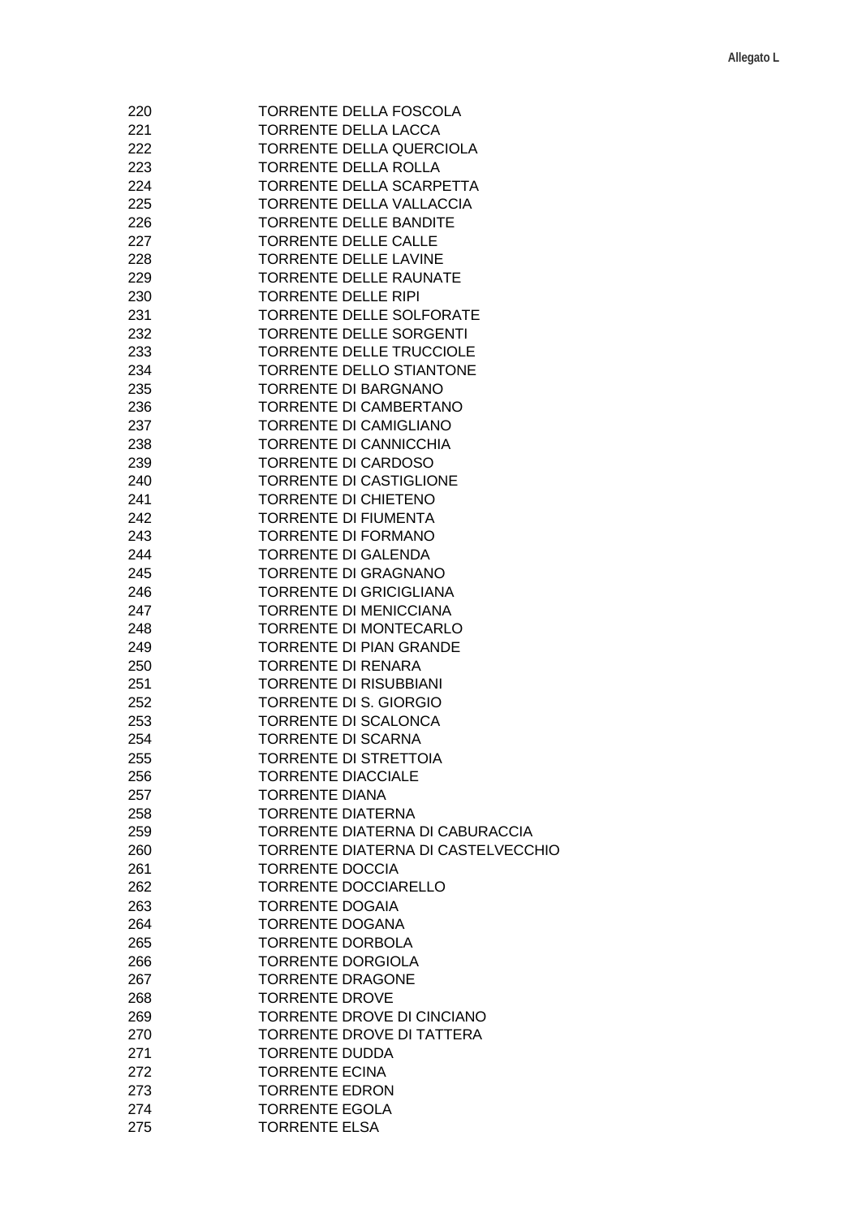| | |
|---|---|
| 220 | TORRENTE DELLA FOSCOLA |
| 221 | TORRENTE DELLA LACCA |
| 222 | TORRENTE DELLA QUERCIOLA |
| 223 | TORRENTE DELLA ROLLA |
| 224 | TORRENTE DELLA SCARPETTA |
| 225 | TORRENTE DELLA VALLACCIA |
| 226 | TORRENTE DELLE BANDITE |
| 227 | TORRENTE DELLE CALLE |
| 228 | TORRENTE DELLE LAVINE |
| 229 | TORRENTE DELLE RAUNATE |
| 230 | TORRENTE DELLE RIPI |
| 231 | TORRENTE DELLE SOLFORATE |
| 232 | TORRENTE DELLE SORGENTI |
| 233 | TORRENTE DELLE TRUCCIOLE |
| 234 | TORRENTE DELLO STIANTONE |
| 235 | TORRENTE DI BARGNANO |
| 236 | TORRENTE DI CAMBERTANO |
| 237 | TORRENTE DI CAMIGLIANO |
| 238 | TORRENTE DI CANNICCHIA |
| 239 | TORRENTE DI CARDOSO |
| 240 | TORRENTE DI CASTIGLIONE |
| 241 | TORRENTE DI CHIETENO |
| 242 | TORRENTE DI FIUMENTA |
| 243 | TORRENTE DI FORMANO |
| 244 | TORRENTE DI GALENDA |
| 245 | TORRENTE DI GRAGNANO |
| 246 | TORRENTE DI GRICIGLIANA |
| 247 | TORRENTE DI MENICCIANA |
| 248 | TORRENTE DI MONTECARLO |
| 249 | TORRENTE DI PIAN GRANDE |
| 250 | TORRENTE DI RENARA |
| 251 | TORRENTE DI RISUBBIANI |
| 252 | TORRENTE DI S. GIORGIO |
| 253 | TORRENTE DI SCALONCA |
| 254 | TORRENTE DI SCARNA |
| 255 | TORRENTE DI STRETTOIA |
| 256 | TORRENTE DIACCIALE |
| 257 | TORRENTE DIANA |
| 258 | TORRENTE DIATERNA |
| 259 | TORRENTE DIATERNA DI CABURACCIA |
| 260 | TORRENTE DIATERNA DI CASTELVECCHIO |
| 261 | TORRENTE DOCCIA |
| 262 | TORRENTE DOCCIARELLO |
| 263 | TORRENTE DOGAIA |
| 264 | TORRENTE DOGANA |
| 265 | TORRENTE DORBOLA |
| 266 | TORRENTE DORGIOLA |
| 267 | TORRENTE DRAGONE |
| 268 | TORRENTE DROVE |
| 269 | TORRENTE DROVE DI CINCIANO |
| 270 | TORRENTE DROVE DI TATTERA |
| 271 | TORRENTE DUDDA |
| 272 | TORRENTE ECINA |
| 273 | TORRENTE EDRON |
| 274 | TORRENTE EGOLA |
| 275 | TORRENTE ELSA |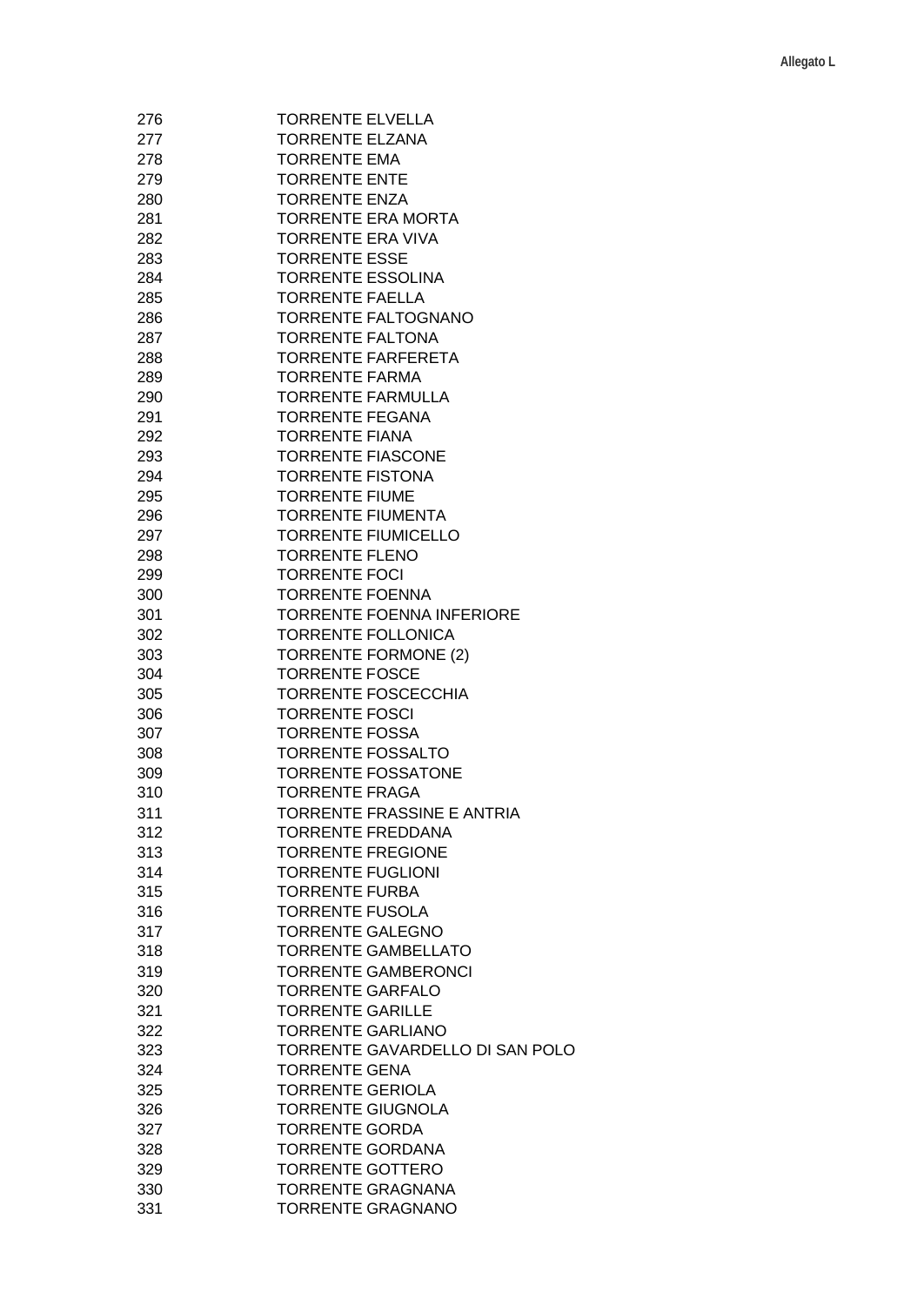| | |
|---|---|
| 276 | TORRENTE ELVELLA |
| 277 | TORRENTE ELZANA |
| 278 | TORRENTE EMA |
| 279 | TORRENTE ENTE |
| 280 | TORRENTE ENZA |
| 281 | TORRENTE ERA MORTA |
| 282 | TORRENTE ERA VIVA |
| 283 | TORRENTE ESSE |
| 284 | TORRENTE ESSOLINA |
| 285 | TORRENTE FAELLA |
| 286 | TORRENTE FALTOGNANO |
| 287 | TORRENTE FALTONA |
| 288 | TORRENTE FARFERETA |
| 289 | TORRENTE FARMA |
| 290 | TORRENTE FARMULLA |
| 291 | TORRENTE FEGANA |
| 292 | TORRENTE FIANA |
| 293 | TORRENTE FIASCONE |
| 294 | TORRENTE FISTONA |
| 295 | TORRENTE FIUME |
| 296 | TORRENTE FIUMENTA |
| 297 | TORRENTE FIUMICELLO |
| 298 | TORRENTE FLENO |
| 299 | TORRENTE FOCI |
| 300 | TORRENTE FOENNA |
| 301 | TORRENTE FOENNA INFERIORE |
| 302 | TORRENTE FOLLONICA |
| 303 | TORRENTE FORMONE (2) |
| 304 | TORRENTE FOSCE |
| 305 | TORRENTE FOSCECCHIA |
| 306 | TORRENTE FOSCI |
| 307 | TORRENTE FOSSA |
| 308 | TORRENTE FOSSALTO |
| 309 | TORRENTE FOSSATONE |
| 310 | TORRENTE FRAGA |
| 311 | TORRENTE FRASSINE E ANTRIA |
| 312 | TORRENTE FREDDANA |
| 313 | TORRENTE FREGIONE |
| 314 | TORRENTE FUGLIONI |
| 315 | TORRENTE FURBA |
| 316 | TORRENTE FUSOLA |
| 317 | TORRENTE GALEGNO |
| 318 | TORRENTE GAMBELLATO |
| 319 | TORRENTE GAMBERONCI |
| 320 | TORRENTE GARFALO |
| 321 | TORRENTE GARILLE |
| 322 | TORRENTE GARLIANO |
| 323 | TORRENTE GAVARDELLO DI SAN POLO |
| 324 | TORRENTE GENA |
| 325 | TORRENTE GERIOLA |
| 326 | TORRENTE GIUGNOLA |
| 327 | TORRENTE GORDA |
| 328 | TORRENTE GORDANA |
| 329 | TORRENTE GOTTERO |
| 330 | TORRENTE GRAGNANA |
| 331 | TORRENTE GRAGNANO |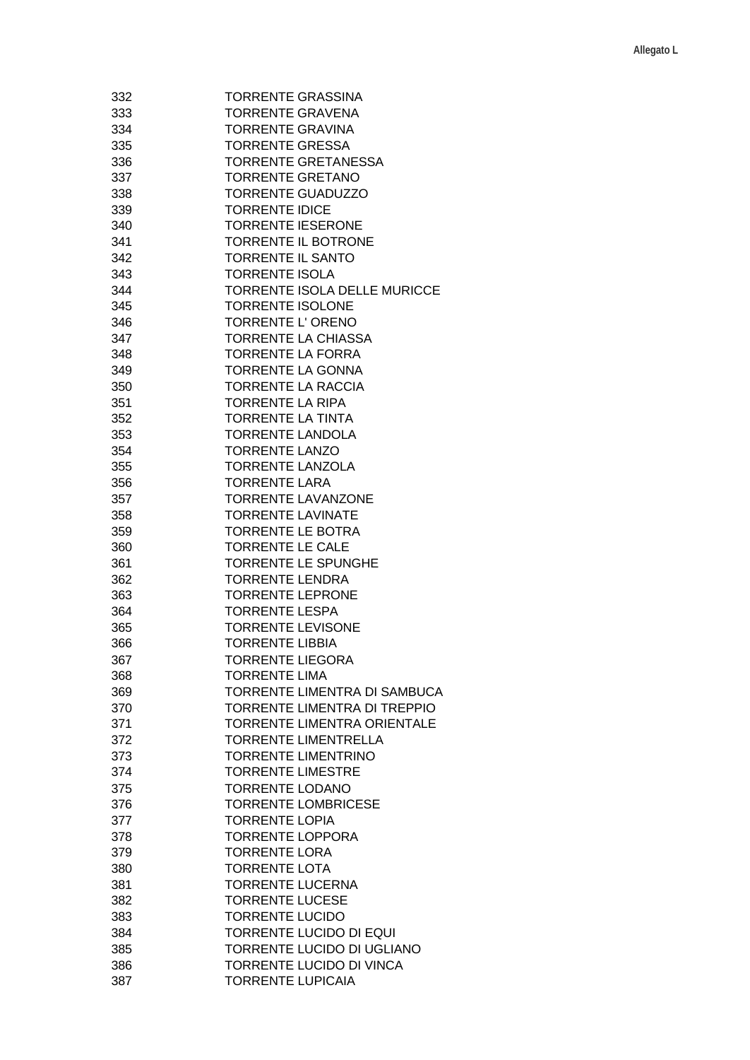| | |
|---|---|
| 332 | TORRENTE GRASSINA |
| 333 | TORRENTE GRAVENA |
| 334 | TORRENTE GRAVINA |
| 335 | TORRENTE GRESSA |
| 336 | TORRENTE GRETANESSA |
| 337 | TORRENTE GRETANO |
| 338 | TORRENTE GUADUZZO |
| 339 | TORRENTE IDICE |
| 340 | TORRENTE IESERONE |
| 341 | TORRENTE IL BOTRONE |
| 342 | TORRENTE IL SANTO |
| 343 | TORRENTE ISOLA |
| 344 | TORRENTE ISOLA DELLE MURICCE |
| 345 | TORRENTE ISOLONE |
| 346 | TORRENTE L' ORENO |
| 347 | TORRENTE LA CHIASSA |
| 348 | TORRENTE LA FORRA |
| 349 | TORRENTE LA GONNA |
| 350 | TORRENTE LA RACCIA |
| 351 | TORRENTE LA RIPA |
| 352 | TORRENTE LA TINTA |
| 353 | TORRENTE LANDOLA |
| 354 | TORRENTE LANZO |
| 355 | TORRENTE LANZOLA |
| 356 | TORRENTE LARA |
| 357 | TORRENTE LAVANZONE |
| 358 | TORRENTE LAVINATE |
| 359 | TORRENTE LE BOTRA |
| 360 | TORRENTE LE CALE |
| 361 | TORRENTE LE SPUNGHE |
| 362 | TORRENTE LENDRA |
| 363 | TORRENTE LEPRONE |
| 364 | TORRENTE LESPA |
| 365 | TORRENTE LEVISONE |
| 366 | TORRENTE LIBBIA |
| 367 | TORRENTE LIEGORA |
| 368 | TORRENTE LIMA |
| 369 | TORRENTE LIMENTRA DI SAMBUCA |
| 370 | TORRENTE LIMENTRA DI TREPPIO |
| 371 | TORRENTE LIMENTRA ORIENTALE |
| 372 | TORRENTE LIMENTRELLA |
| 373 | TORRENTE LIMENTRINO |
| 374 | TORRENTE LIMESTRE |
| 375 | TORRENTE LODANO |
| 376 | TORRENTE LOMBRICESE |
| 377 | TORRENTE LOPIA |
| 378 | TORRENTE LOPPORA |
| 379 | TORRENTE LORA |
| 380 | TORRENTE LOTA |
| 381 | TORRENTE LUCERNA |
| 382 | TORRENTE LUCESE |
| 383 | TORRENTE LUCIDO |
| 384 | TORRENTE LUCIDO DI EQUI |
| 385 | TORRENTE LUCIDO DI UGLIANO |
| 386 | TORRENTE LUCIDO DI VINCA |
| 387 | TORRENTE LUPICAIA |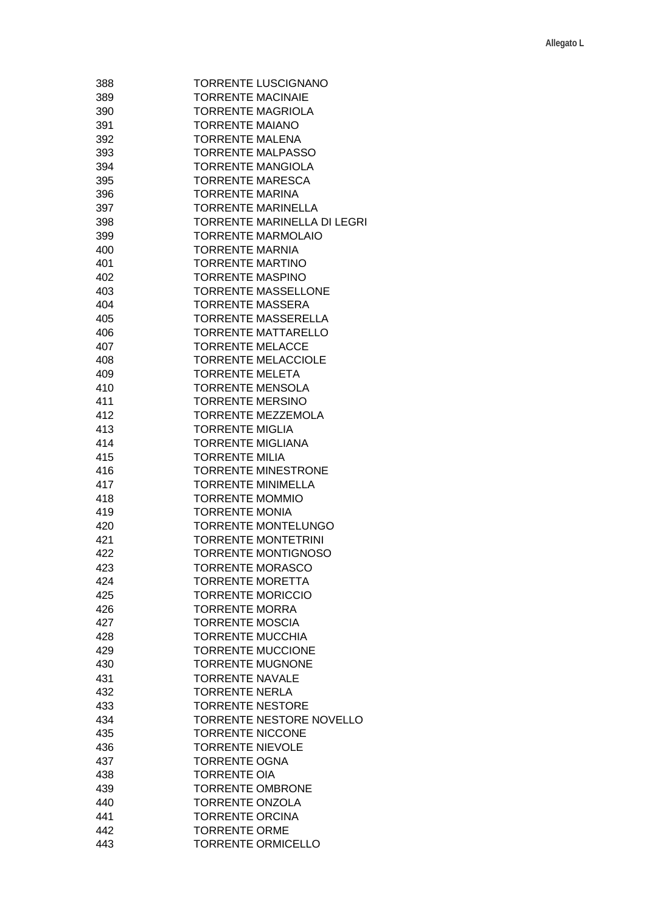| | |
|---|---|
| 388 | TORRENTE LUSCIGNANO |
| 389 | TORRENTE MACINAIE |
| 390 | TORRENTE MAGRIOLA |
| 391 | TORRENTE MAIANO |
| 392 | TORRENTE MALENA |
| 393 | TORRENTE MALPASSO |
| 394 | TORRENTE MANGIOLA |
| 395 | TORRENTE MARESCA |
| 396 | TORRENTE MARINA |
| 397 | TORRENTE MARINELLA |
| 398 | TORRENTE MARINELLA DI LEGRI |
| 399 | TORRENTE MARMOLAIO |
| 400 | TORRENTE MARNIA |
| 401 | TORRENTE MARTINO |
| 402 | TORRENTE MASPINO |
| 403 | TORRENTE MASSELLONE |
| 404 | TORRENTE MASSERA |
| 405 | TORRENTE MASSERELLA |
| 406 | TORRENTE MATTARELLO |
| 407 | TORRENTE MELACCE |
| 408 | TORRENTE MELACCIOLE |
| 409 | TORRENTE MELETA |
| 410 | TORRENTE MENSOLA |
| 411 | TORRENTE MERSINO |
| 412 | TORRENTE MEZZEMOLA |
| 413 | TORRENTE MIGLIA |
| 414 | TORRENTE MIGLIANA |
| 415 | TORRENTE MILIA |
| 416 | TORRENTE MINESTRONE |
| 417 | TORRENTE MINIMELLA |
| 418 | TORRENTE MOMMIO |
| 419 | TORRENTE MONIA |
| 420 | TORRENTE MONTELUNGO |
| 421 | TORRENTE MONTETRINI |
| 422 | TORRENTE MONTIGNOSO |
| 423 | TORRENTE MORASCO |
| 424 | TORRENTE MORETTA |
| 425 | TORRENTE MORICCIO |
| 426 | TORRENTE MORRA |
| 427 | TORRENTE MOSCIA |
| 428 | TORRENTE MUCCHIA |
| 429 | TORRENTE MUCCIONE |
| 430 | TORRENTE MUGNONE |
| 431 | TORRENTE NAVALE |
| 432 | TORRENTE NERLA |
| 433 | TORRENTE NESTORE |
| 434 | TORRENTE NESTORE NOVELLO |
| 435 | TORRENTE NICCONE |
| 436 | TORRENTE NIEVOLE |
| 437 | TORRENTE OGNA |
| 438 | TORRENTE OIA |
| 439 | TORRENTE OMBRONE |
| 440 | TORRENTE ONZOLA |
| 441 | TORRENTE ORCINA |
| 442 | TORRENTE ORME |
| 443 | TORRENTE ORMICELLO |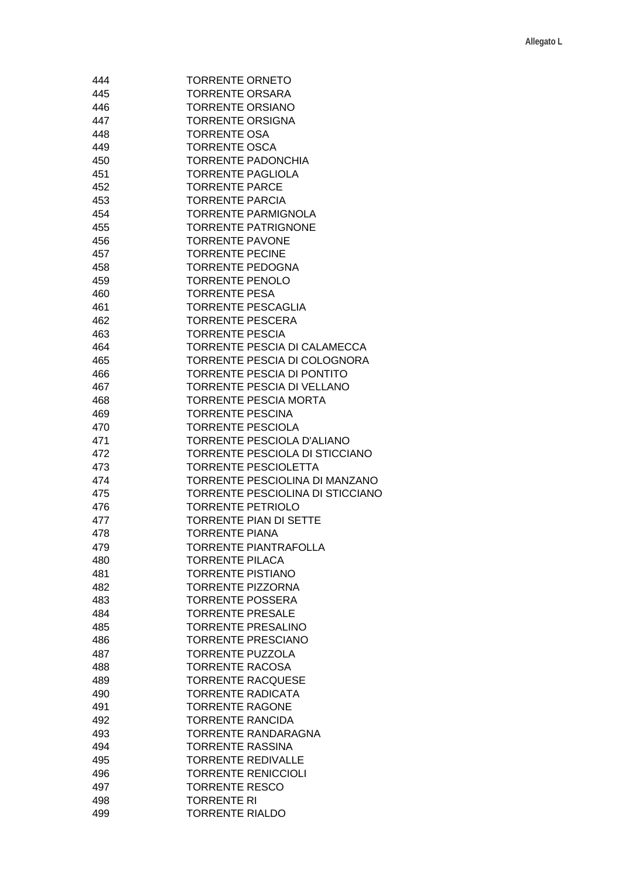| | |
|---|---|
| 444 | TORRENTE ORNETO |
| 445 | TORRENTE ORSARA |
| 446 | TORRENTE ORSIANO |
| 447 | TORRENTE ORSIGNA |
| 448 | TORRENTE OSA |
| 449 | TORRENTE OSCA |
| 450 | TORRENTE PADONCHIA |
| 451 | TORRENTE PAGLIOLA |
| 452 | TORRENTE PARCE |
| 453 | TORRENTE PARCIA |
| 454 | TORRENTE PARMIGNOLA |
| 455 | TORRENTE PATRIGNONE |
| 456 | TORRENTE PAVONE |
| 457 | TORRENTE PECINE |
| 458 | TORRENTE PEDOGNA |
| 459 | TORRENTE PENOLO |
| 460 | TORRENTE PESA |
| 461 | TORRENTE PESCAGLIA |
| 462 | TORRENTE PESCERA |
| 463 | TORRENTE PESCIA |
| 464 | TORRENTE PESCIA DI CALAMECCA |
| 465 | TORRENTE PESCIA DI COLOGNORA |
| 466 | TORRENTE PESCIA DI PONTITO |
| 467 | TORRENTE PESCIA DI VELLANO |
| 468 | TORRENTE PESCIA MORTA |
| 469 | TORRENTE PESCINA |
| 470 | TORRENTE PESCIOLA |
| 471 | TORRENTE PESCIOLA D'ALIANO |
| 472 | TORRENTE PESCIOLA DI STICCIANO |
| 473 | TORRENTE PESCIOLETTA |
| 474 | TORRENTE PESCIOLINA DI MANZANO |
| 475 | TORRENTE PESCIOLINA DI STICCIANO |
| 476 | TORRENTE PETRIOLO |
| 477 | TORRENTE PIAN DI SETTE |
| 478 | TORRENTE PIANA |
| 479 | TORRENTE PIANTRAFOLLA |
| 480 | TORRENTE PILACA |
| 481 | TORRENTE PISTIANO |
| 482 | TORRENTE PIZZORNA |
| 483 | TORRENTE POSSERA |
| 484 | TORRENTE PRESALE |
| 485 | TORRENTE PRESALINO |
| 486 | TORRENTE PRESCIANO |
| 487 | TORRENTE PUZZOLA |
| 488 | TORRENTE RACOSA |
| 489 | TORRENTE RACQUESE |
| 490 | TORRENTE RADICATA |
| 491 | TORRENTE RAGONE |
| 492 | TORRENTE RANCIDA |
| 493 | TORRENTE RANDARAGNA |
| 494 | TORRENTE RASSINA |
| 495 | TORRENTE REDIVALLE |
| 496 | TORRENTE RENICCIOLI |
| 497 | TORRENTE RESCO |
| 498 | TORRENTE RI |
| 499 | TORRENTE RIALDO |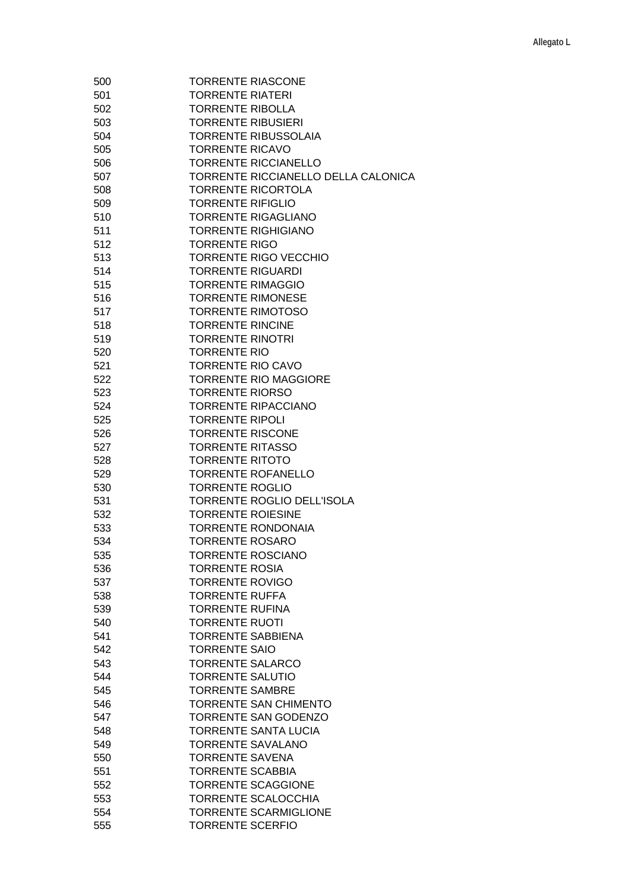Allegato L

| | |
|---|---|
| 500 | TORRENTE RIASCONE |
| 501 | TORRENTE RIATERI |
| 502 | TORRENTE RIBOLLA |
| 503 | TORRENTE RIBUSIERI |
| 504 | TORRENTE RIBUSSOLAIA |
| 505 | TORRENTE RICAVO |
| 506 | TORRENTE RICCIANELLO |
| 507 | TORRENTE RICCIANELLO DELLA CALONICA |
| 508 | TORRENTE RICORTOLA |
| 509 | TORRENTE RIFIGLIO |
| 510 | TORRENTE RIGAGLIANO |
| 511 | TORRENTE RIGHIGIANO |
| 512 | TORRENTE RIGO |
| 513 | TORRENTE RIGO VECCHIO |
| 514 | TORRENTE RIGUARDI |
| 515 | TORRENTE RIMAGGIO |
| 516 | TORRENTE RIMONESE |
| 517 | TORRENTE RIMOTOSO |
| 518 | TORRENTE RINCINE |
| 519 | TORRENTE RINOTRI |
| 520 | TORRENTE RIO |
| 521 | TORRENTE RIO CAVO |
| 522 | TORRENTE RIO MAGGIORE |
| 523 | TORRENTE RIORSO |
| 524 | TORRENTE RIPACCIANO |
| 525 | TORRENTE RIPOLI |
| 526 | TORRENTE RISCONE |
| 527 | TORRENTE RITASSO |
| 528 | TORRENTE RITOTO |
| 529 | TORRENTE ROFANELLO |
| 530 | TORRENTE ROGLIO |
| 531 | TORRENTE ROGLIO DELL'ISOLA |
| 532 | TORRENTE ROIESINE |
| 533 | TORRENTE RONDONAIA |
| 534 | TORRENTE ROSARO |
| 535 | TORRENTE ROSCIANO |
| 536 | TORRENTE ROSIA |
| 537 | TORRENTE ROVIGO |
| 538 | TORRENTE RUFFA |
| 539 | TORRENTE RUFINA |
| 540 | TORRENTE RUOTI |
| 541 | TORRENTE SABBIENA |
| 542 | TORRENTE SAIO |
| 543 | TORRENTE SALARCO |
| 544 | TORRENTE SALUTIO |
| 545 | TORRENTE SAMBRE |
| 546 | TORRENTE SAN CHIMENTO |
| 547 | TORRENTE SAN GODENZO |
| 548 | TORRENTE SANTA LUCIA |
| 549 | TORRENTE SAVALANO |
| 550 | TORRENTE SAVENA |
| 551 | TORRENTE SCABBIA |
| 552 | TORRENTE SCAGGIONE |
| 553 | TORRENTE SCALOCCHIA |
| 554 | TORRENTE SCARMIGLIONE |
| 555 | TORRENTE SCERFIO |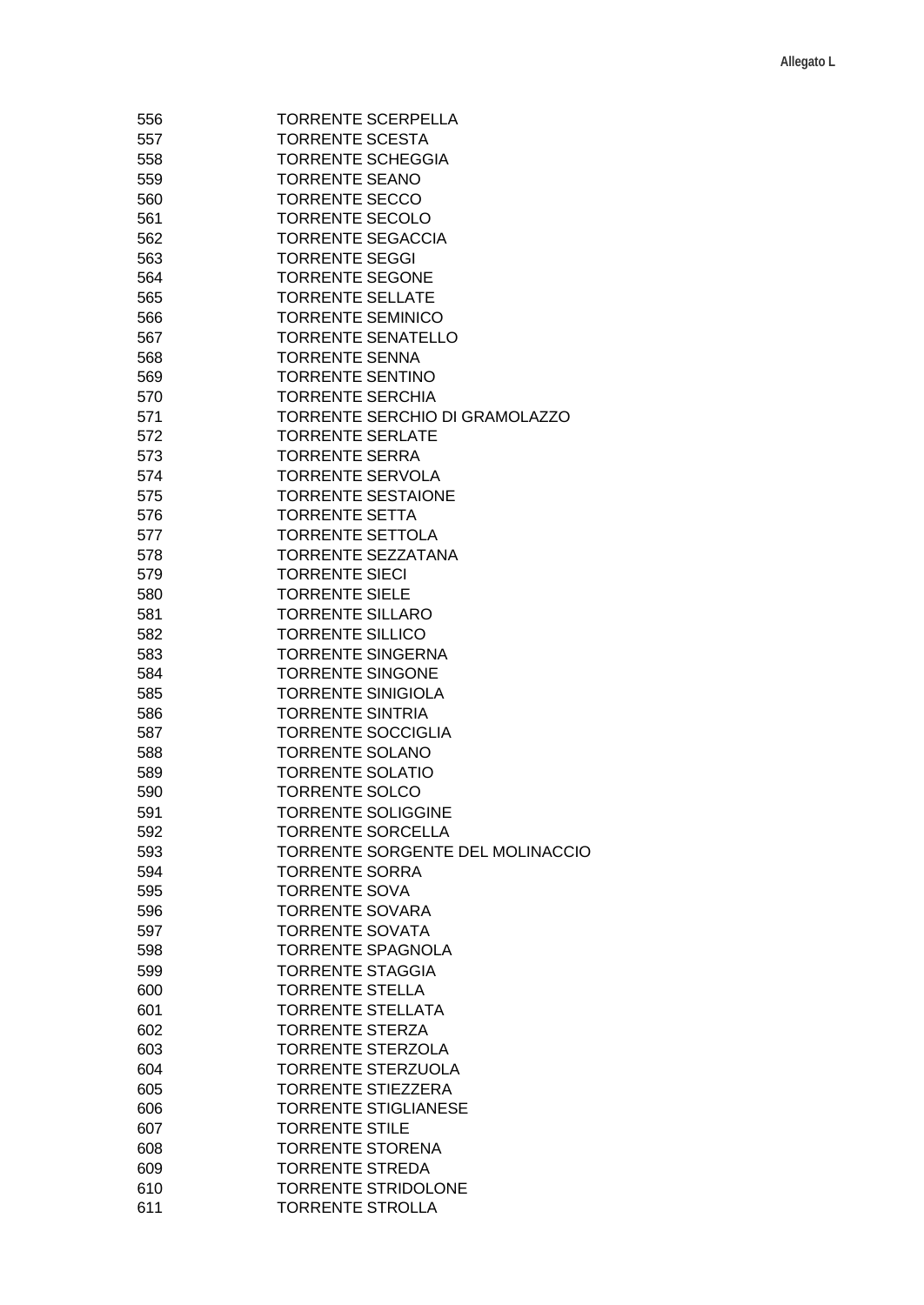| | |
|---|---|
| 556 | TORRENTE SCERPELLA |
| 557 | TORRENTE SCESTA |
| 558 | TORRENTE SCHEGGIA |
| 559 | TORRENTE SEANO |
| 560 | TORRENTE SECCO |
| 561 | TORRENTE SECOLO |
| 562 | TORRENTE SEGACCIA |
| 563 | TORRENTE SEGGI |
| 564 | TORRENTE SEGONE |
| 565 | TORRENTE SELLATE |
| 566 | TORRENTE SEMINICO |
| 567 | TORRENTE SENATELLO |
| 568 | TORRENTE SENNA |
| 569 | TORRENTE SENTINO |
| 570 | TORRENTE SERCHIA |
| 571 | TORRENTE SERCHIO DI GRAMOLAZZO |
| 572 | TORRENTE SERLATE |
| 573 | TORRENTE SERRA |
| 574 | TORRENTE SERVOLA |
| 575 | TORRENTE SESTAIONE |
| 576 | TORRENTE SETTA |
| 577 | TORRENTE SETTOLA |
| 578 | TORRENTE SEZZATANA |
| 579 | TORRENTE SIECI |
| 580 | TORRENTE SIELE |
| 581 | TORRENTE SILLARO |
| 582 | TORRENTE SILLICO |
| 583 | TORRENTE SINGERNA |
| 584 | TORRENTE SINGONE |
| 585 | TORRENTE SINIGIOLA |
| 586 | TORRENTE SINTRIA |
| 587 | TORRENTE SOCCIGLIA |
| 588 | TORRENTE SOLANO |
| 589 | TORRENTE SOLATIO |
| 590 | TORRENTE SOLCO |
| 591 | TORRENTE SOLIGGINE |
| 592 | TORRENTE SORCELLA |
| 593 | TORRENTE SORGENTE DEL MOLINACCIO |
| 594 | TORRENTE SORRA |
| 595 | TORRENTE SOVA |
| 596 | TORRENTE SOVARA |
| 597 | TORRENTE SOVATA |
| 598 | TORRENTE SPAGNOLA |
| 599 | TORRENTE STAGGIA |
| 600 | TORRENTE STELLA |
| 601 | TORRENTE STELLATA |
| 602 | TORRENTE STERZA |
| 603 | TORRENTE STERZOLA |
| 604 | TORRENTE STERZUOLA |
| 605 | TORRENTE STIEZZERA |
| 606 | TORRENTE STIGLIANESE |
| 607 | TORRENTE STILE |
| 608 | TORRENTE STORENA |
| 609 | TORRENTE STREDA |
| 610 | TORRENTE STRIDOLONE |
| 611 | TORRENTE STROLLA |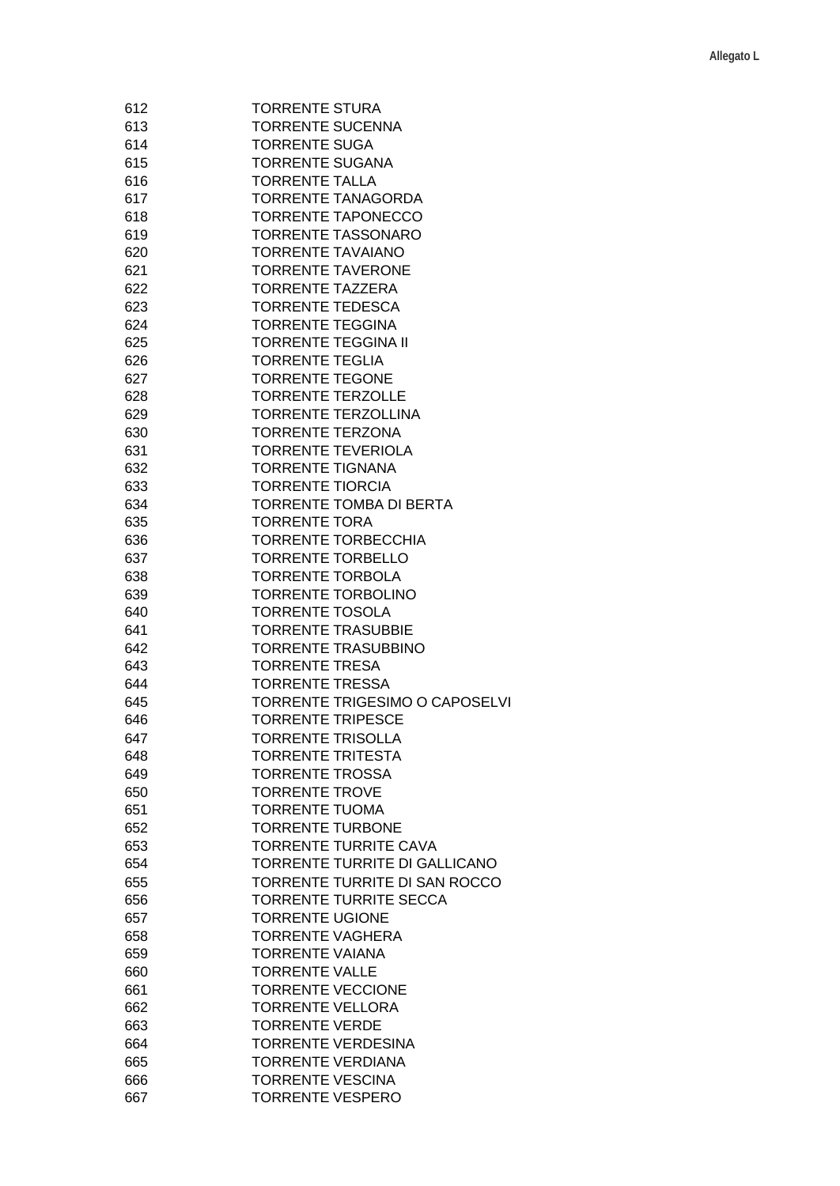| | |
|---|---|
| 612 | TORRENTE STURA |
| 613 | TORRENTE SUCENNA |
| 614 | TORRENTE SUGA |
| 615 | TORRENTE SUGANA |
| 616 | TORRENTE TALLA |
| 617 | TORRENTE TANAGORDA |
| 618 | TORRENTE TAPONECCO |
| 619 | TORRENTE TASSONARO |
| 620 | TORRENTE TAVAIANO |
| 621 | TORRENTE TAVERONE |
| 622 | TORRENTE TAZZERA |
| 623 | TORRENTE TEDESCA |
| 624 | TORRENTE TEGGINA |
| 625 | TORRENTE TEGGINA II |
| 626 | TORRENTE TEGLIA |
| 627 | TORRENTE TEGONE |
| 628 | TORRENTE TERZOLLE |
| 629 | TORRENTE TERZOLLINA |
| 630 | TORRENTE TERZONA |
| 631 | TORRENTE TEVERIOLA |
| 632 | TORRENTE TIGNANA |
| 633 | TORRENTE TIORCIA |
| 634 | TORRENTE TOMBA DI BERTA |
| 635 | TORRENTE TORA |
| 636 | TORRENTE TORBECCHIA |
| 637 | TORRENTE TORBELLO |
| 638 | TORRENTE TORBOLA |
| 639 | TORRENTE TORBOLINO |
| 640 | TORRENTE TOSOLA |
| 641 | TORRENTE TRASUBBIE |
| 642 | TORRENTE TRASUBBINO |
| 643 | TORRENTE TRESA |
| 644 | TORRENTE TRESSA |
| 645 | TORRENTE TRIGESIMO O CAPOSELVI |
| 646 | TORRENTE TRIPESCE |
| 647 | TORRENTE TRISOLLA |
| 648 | TORRENTE TRITESTA |
| 649 | TORRENTE TROSSA |
| 650 | TORRENTE TROVE |
| 651 | TORRENTE TUOMA |
| 652 | TORRENTE TURBONE |
| 653 | TORRENTE TURRITE CAVA |
| 654 | TORRENTE TURRITE DI GALLICANO |
| 655 | TORRENTE TURRITE DI SAN ROCCO |
| 656 | TORRENTE TURRITE SECCA |
| 657 | TORRENTE UGIONE |
| 658 | TORRENTE VAGHERA |
| 659 | TORRENTE VAIANA |
| 660 | TORRENTE VALLE |
| 661 | TORRENTE VECCIONE |
| 662 | TORRENTE VELLORA |
| 663 | TORRENTE VERDE |
| 664 | TORRENTE VERDESINA |
| 665 | TORRENTE VERDIANA |
| 666 | TORRENTE VESCINA |
| 667 | TORRENTE VESPERO |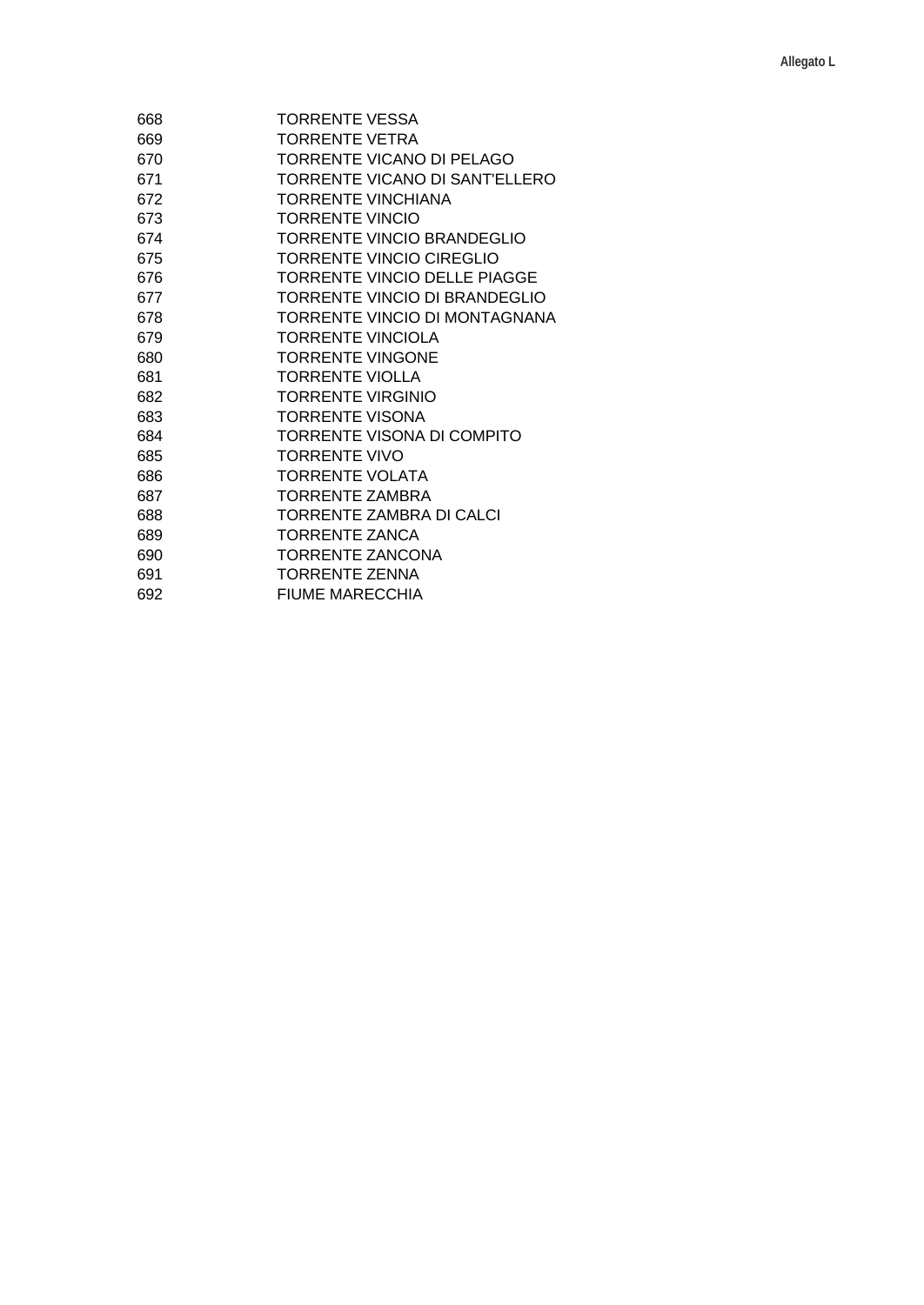| | |
|---|---|
| 668 | TORRENTE VESSA |
| 669 | TORRENTE VETRA |
| 670 | TORRENTE VICANO DI PELAGO |
| 671 | TORRENTE VICANO DI SANT'ELLERO |
| 672 | TORRENTE VINCHIANA |
| 673 | TORRENTE VINCIO |
| 674 | TORRENTE VINCIO BRANDEGLIO |
| 675 | TORRENTE VINCIO CIREGLIO |
| 676 | TORRENTE VINCIO DELLE PIAGGE |
| 677 | TORRENTE VINCIO DI BRANDEGLIO |
| 678 | TORRENTE VINCIO DI MONTAGNANA |
| 679 | TORRENTE VINCIOLA |
| 680 | TORRENTE VINGONE |
| 681 | TORRENTE VIOLLA |
| 682 | TORRENTE VIRGINIO |
| 683 | TORRENTE VISONA |
| 684 | TORRENTE VISONA DI COMPITO |
| 685 | TORRENTE VIVO |
| 686 | TORRENTE VOLATA |
| 687 | TORRENTE ZAMBRA |
| 688 | TORRENTE ZAMBRA DI CALCI |
| 689 | TORRENTE ZANCA |
| 690 | TORRENTE ZANCONA |
| 691 | TORRENTE ZENNA |
| 692 | FIUME MARECCHIA |